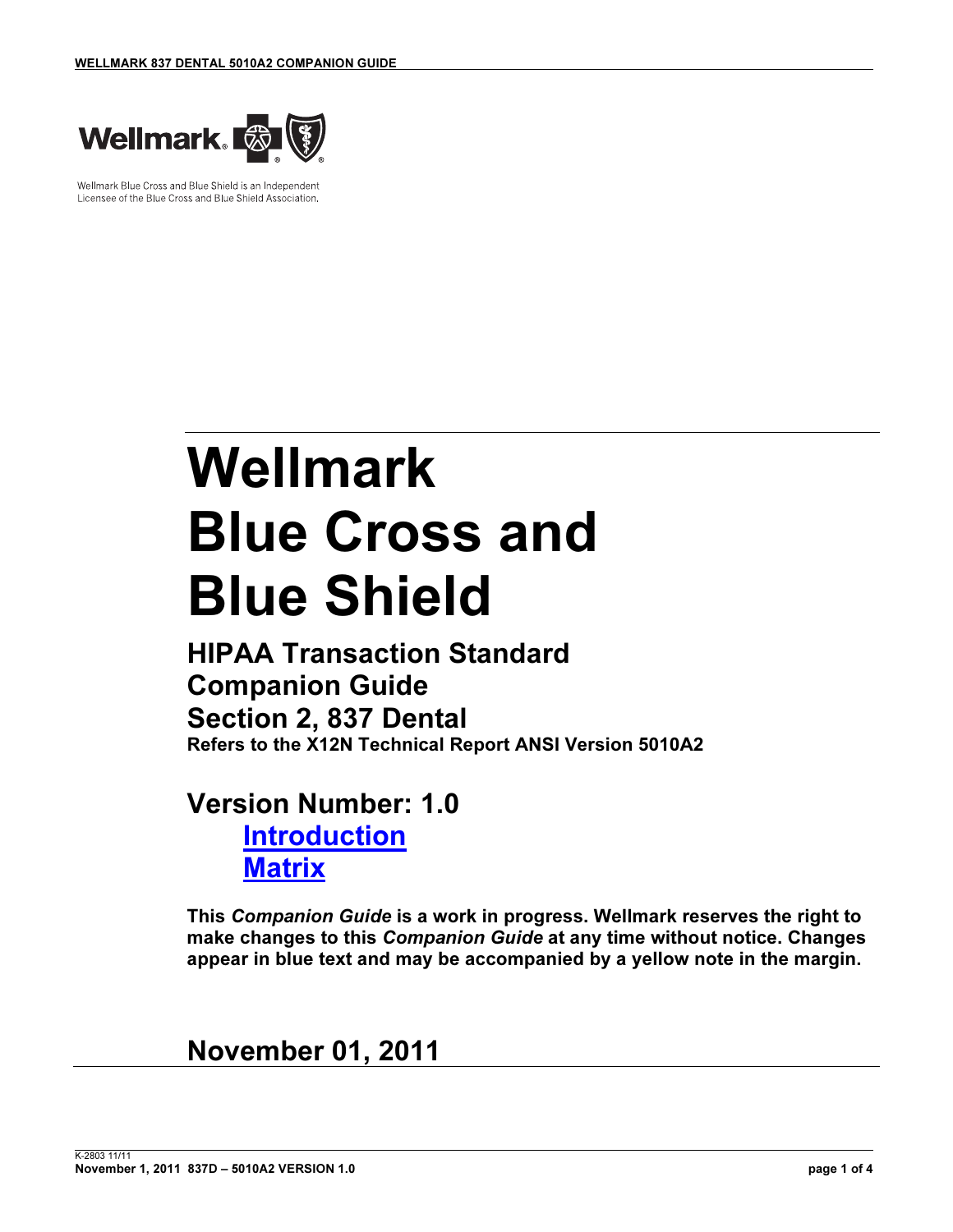Wellmark Blue Cross and Blue Shield is an Independent Licensee of the Blue Cross and Blue Shield Association.

# Wellmark Blue Cross and Blue Shield

## HIPAA Transaction Standard Companion Guide
## Section 2, 837 Dental

**Refers to the X12N Technical Report ANSI Version 5010A2**

## Version Number: 1.0

- Introduction
- Matrix

**This *Companion Guide* is a work in progress. Wellmark reserves the right to make changes to this *Companion Guide* at any time without notice. Changes appear in blue text and may be accompanied by a yellow note in the margin.**

## November 01, 2011

K-2803 11/11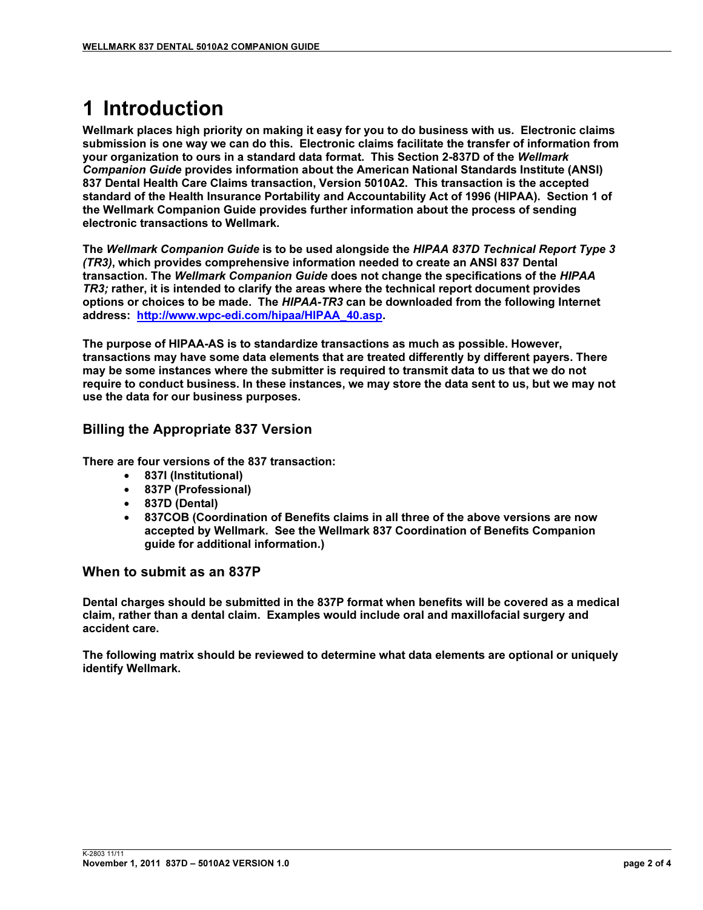# 1 Introduction

**Wellmark places high priority on making it easy for you to do business with us. Electronic claims submission is one way we can do this. Electronic claims facilitate the transfer of information from your organization to ours in a standard data format. This Section 2-837D of the *Wellmark Companion Guide* provides information about the American National Standards Institute (ANSI) 837 Dental Health Care Claims transaction, Version 5010A2. This transaction is the accepted standard of the Health Insurance Portability and Accountability Act of 1996 (HIPAA). Section 1 of the Wellmark Companion Guide provides further information about the process of sending electronic transactions to Wellmark.**

**The *Wellmark Companion Guide* is to be used alongside the *HIPAA 837D Technical Report Type 3 (TR3)*, which provides comprehensive information needed to create an ANSI 837 Dental transaction. The *Wellmark Companion Guide* does not change the specifications of the *HIPAA TR3;* rather, it is intended to clarify the areas where the technical report document provides options or choices to be made. The *HIPAA-TR3* can be downloaded from the following Internet address: [http://www.wpc-edi.com/hipaa/HIPAA_40.asp](http://www.wpc-edi.com/hipaa/HIPAA_40.asp).**

**The purpose of HIPAA-AS is to standardize transactions as much as possible. However, transactions may have some data elements that are treated differently by different payers. There may be some instances where the submitter is required to transmit data to us that we do not require to conduct business. In these instances, we may store the data sent to us, but we may not use the data for our business purposes.**

## Billing the Appropriate 837 Version

**There are four versions of the 837 transaction:**

- **837I (Institutional)**
- **837P (Professional)**
- **837D (Dental)**
- **837COB (Coordination of Benefits claims in all three of the above versions are now accepted by Wellmark. See the Wellmark 837 Coordination of Benefits Companion guide for additional information.)**

## When to submit as an 837P

**Dental charges should be submitted in the 837P format when benefits will be covered as a medical claim, rather than a dental claim. Examples would include oral and maxillofacial surgery and accident care.**

**The following matrix should be reviewed to determine what data elements are optional or uniquely identify Wellmark.**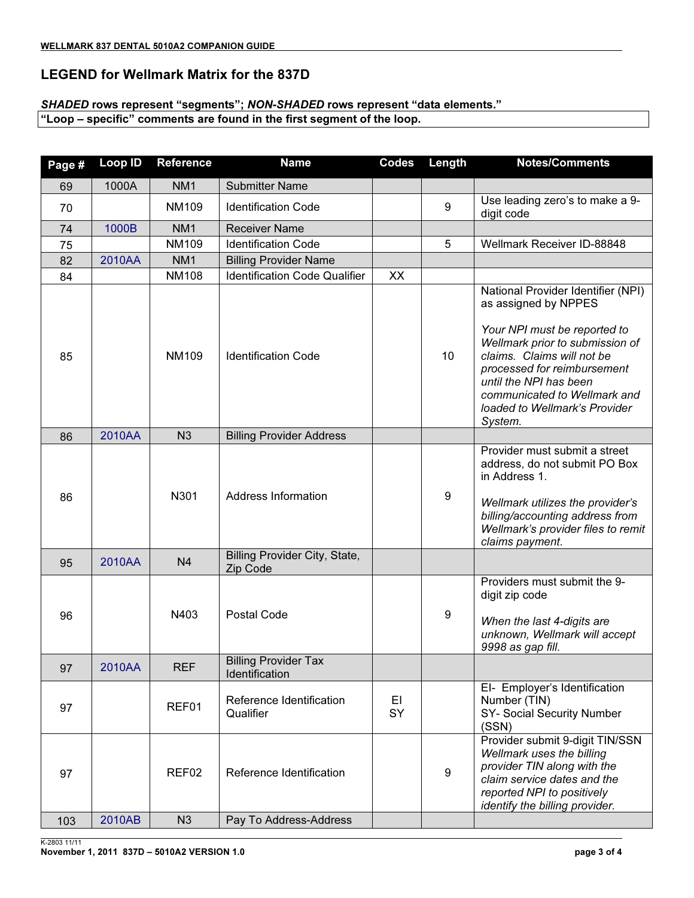## LEGEND for Wellmark Matrix for the 837D

***SHADED* rows represent "segments"; *NON-SHADED* rows represent "data elements."**

**"Loop – specific" comments are found in the first segment of the loop.**

| Page # | Loop ID | Reference | Name | Codes | Length | Notes/Comments |
|---|---|---|---|---|---|---|
| 69 | 1000A | NM1 | Submitter Name | | | |
| 70 | | NM109 | Identification Code | | 9 | Use leading zero's to make a 9-digit code |
| 74 | 1000B | NM1 | Receiver Name | | | |
| 75 | | NM109 | Identification Code | | 5 | Wellmark Receiver ID-88848 |
| 82 | 2010AA | NM1 | Billing Provider Name | | | |
| 84 | | NM108 | Identification Code Qualifier | XX | | |
| 85 | | NM109 | Identification Code | | 10 | National Provider Identifier (NPI) as assigned by NPPES<br><br>*Your NPI must be reported to Wellmark prior to submission of claims. Claims will not be processed for reimbursement until the NPI has been communicated to Wellmark and loaded to Wellmark's Provider System.* |
| 86 | 2010AA | N3 | Billing Provider Address | | | |
| 86 | | N301 | Address Information | | 9 | Provider must submit a street address, do not submit PO Box in Address 1.<br><br>*Wellmark utilizes the provider's billing/accounting address from Wellmark's provider files to remit claims payment.* |
| 95 | 2010AA | N4 | Billing Provider City, State, Zip Code | | | |
| 96 | | N403 | Postal Code | | 9 | Providers must submit the 9-digit zip code<br><br>*When the last 4-digits are unknown, Wellmark will accept 9998 as gap fill.* |
| 97 | 2010AA | REF | Billing Provider Tax Identification | | | |
| 97 | | REF01 | Reference Identification Qualifier | EI<br>SY | | EI- Employer's Identification Number (TIN)<br>SY- Social Security Number (SSN) |
| 97 | | REF02 | Reference Identification | | 9 | Provider submit 9-digit TIN/SSN<br>*Wellmark uses the billing provider TIN along with the claim service dates and the reported NPI to positively identify the billing provider.* |
| 103 | 2010AB | N3 | Pay To Address-Address | | | |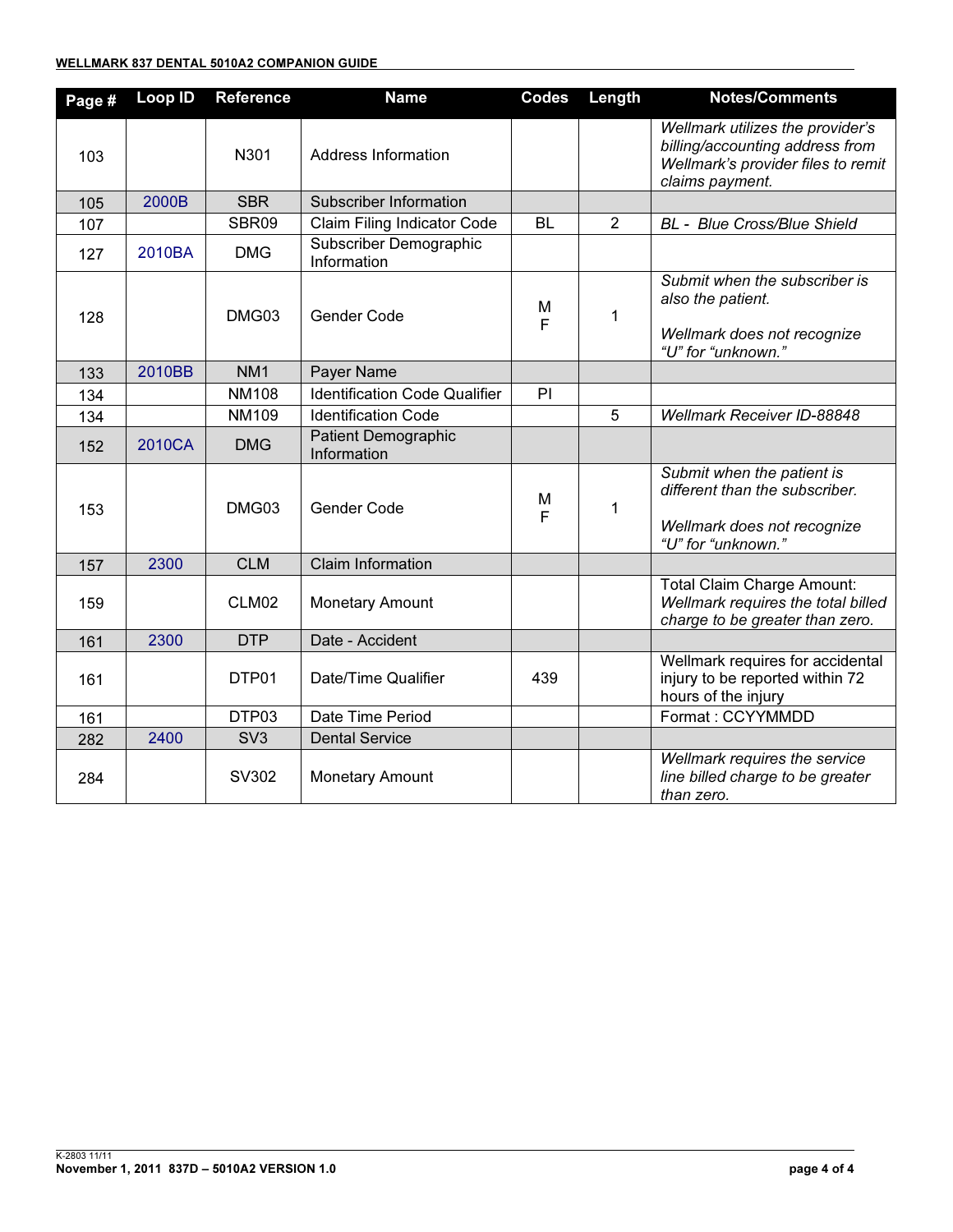| Page # | Loop ID | Reference | Name | Codes | Length | Notes/Comments |
|---|---|---|---|---|---|---|
| 103 | | N301 | Address Information | | | *Wellmark utilizes the provider's billing/accounting address from Wellmark's provider files to remit claims payment.* |
| 105 | 2000B | SBR | Subscriber Information | | | |
| 107 | | SBR09 | Claim Filing Indicator Code | BL | 2 | *BL - Blue Cross/Blue Shield* |
| 127 | 2010BA | DMG | Subscriber Demographic Information | | | |
| 128 | | DMG03 | Gender Code | M F | 1 | *Submit when the subscriber is also the patient.* *Wellmark does not recognize "U" for "unknown."* |
| 133 | 2010BB | NM1 | Payer Name | | | |
| 134 | | NM108 | Identification Code Qualifier | PI | | |
| 134 | | NM109 | Identification Code | | 5 | *Wellmark Receiver ID-88848* |
| 152 | 2010CA | DMG | Patient Demographic Information | | | |
| 153 | | DMG03 | Gender Code | M F | 1 | *Submit when the patient is different than the subscriber.* *Wellmark does not recognize "U" for "unknown."* |
| 157 | 2300 | CLM | Claim Information | | | |
| 159 | | CLM02 | Monetary Amount | | | Total Claim Charge Amount: *Wellmark requires the total billed charge to be greater than zero.* |
| 161 | 2300 | DTP | Date - Accident | | | |
| 161 | | DTP01 | Date/Time Qualifier | 439 | | Wellmark requires for accidental injury to be reported within 72 hours of the injury |
| 161 | | DTP03 | Date Time Period | | | Format : CCYYMMDD |
| 282 | 2400 | SV3 | Dental Service | | | |
| 284 | | SV302 | Monetary Amount | | | *Wellmark requires the service line billed charge to be greater than zero.* |